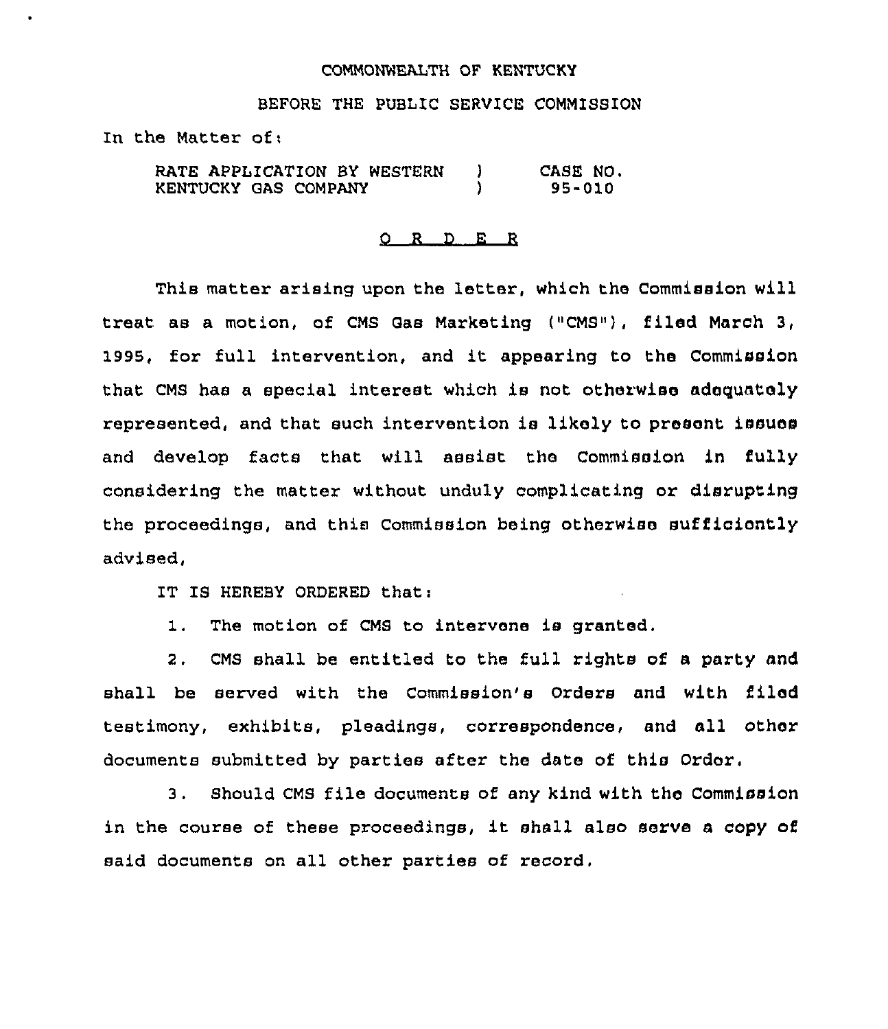COMMONWEALTH OF KENTUCKY

BEFORE THE PUBLIC SERVICE COMMISSION

In the Matter of:

| | | |
|---|---|---|
| RATE APPLICATION BY WESTERN KENTUCKY GAS COMPANY | ) ) | CASE NO. 95-010 |

## O R D E R

This matter arising upon the letter, which the Commission will treat as a motion, of CMS Gas Marketing ("CMS"), filed March 3, 1995, for full intervention, and it appearing to the Commission that CMS has a special interest which is not otherwise adequately represented, and that such intervention is likely to present issues and develop facts that will assist the Commission in fully considering the matter without unduly complicating or disrupting the proceedings, and this Commission being otherwise sufficiently advised,

IT IS HEREBY ORDERED that:

1. The motion of CMS to intervene is granted.

2. CMS shall be entitled to the full rights of a party and shall be served with the Commission's Orders and with filed testimony, exhibits, pleadings, correspondence, and all other documents submitted by parties after the date of this Order.

3. Should CMS file documents of any kind with the Commission in the course of these proceedings, it shall also serve a copy of said documents on all other parties of record.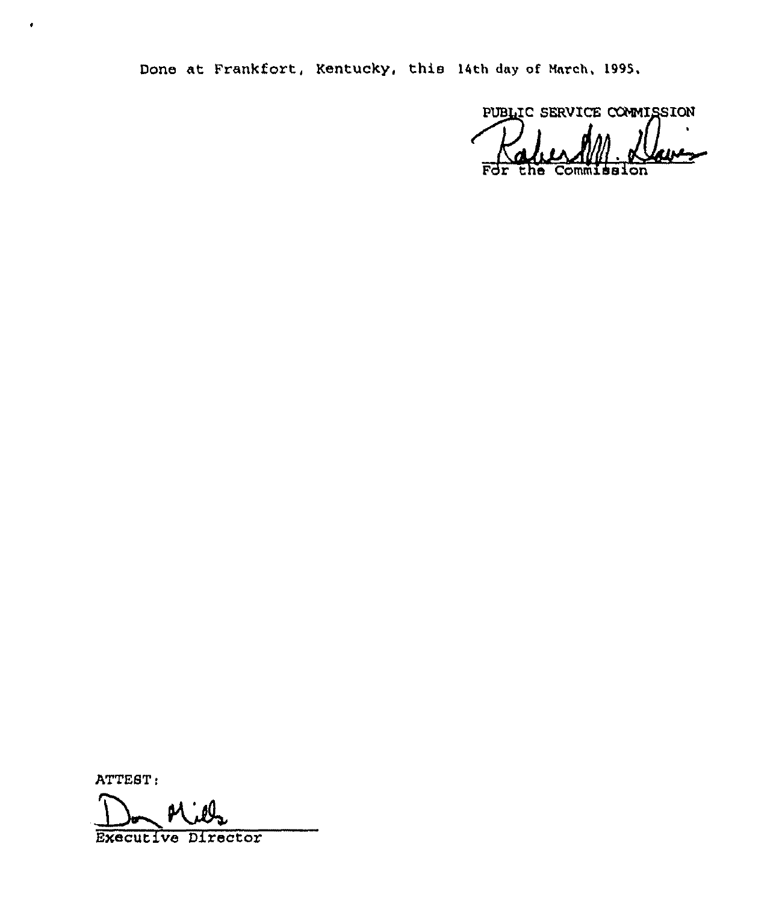Done at Frankfort, Kentucky, this 14th day of March, 1995.

PUBLIC SERVICE COMMISSION

For the Commission

ATTEST:

Executive Director